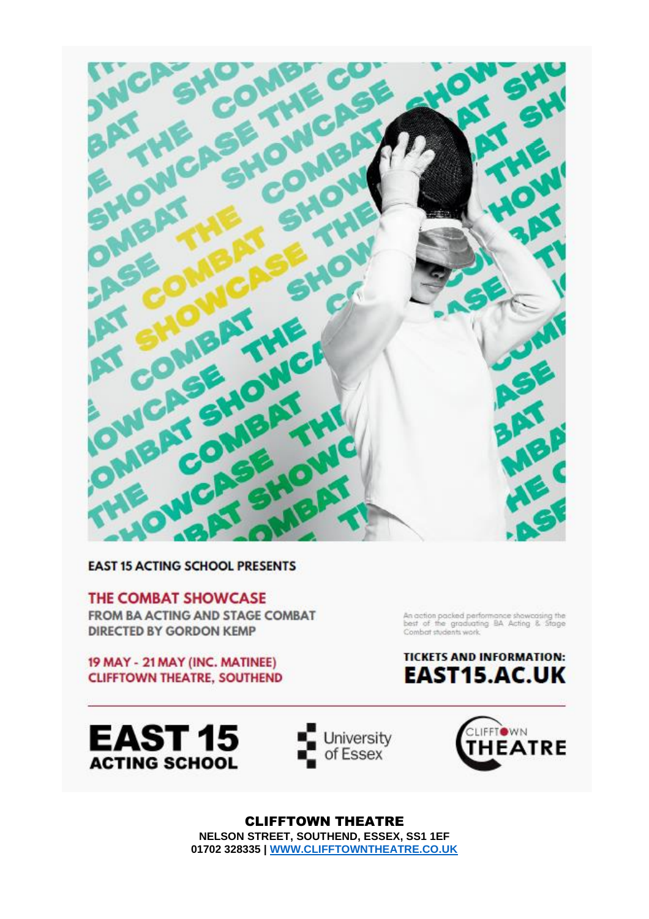EAST 15 ACTING SCHOOL PRESENTS

## THE COMBAT SHOWCASE

**FROM BA ACTING AND STAGE COMBAT**
**DIRECTED BY GORDON KEMP**

An action packed performance showcasing the best of the graduating BA Acting & Stage Combat students work.

**19 MAY - 21 MAY (INC. MATINEE)**
**CLIFFTOWN THEATRE, SOUTHEND**

**TICKETS AND INFORMATION:**
**EAST15.AC.UK**

EAST 15 ACTING SCHOOL | University of Essex | CLIFFTOWN THEATRE

**CLIFFTOWN THEATRE**
**NELSON STREET, SOUTHEND, ESSEX, SS1 1EF**
**01702 328335 | [WWW.CLIFFTOWNTHEATRE.CO.UK](http://WWW.CLIFFTOWNTHEATRE.CO.UK)**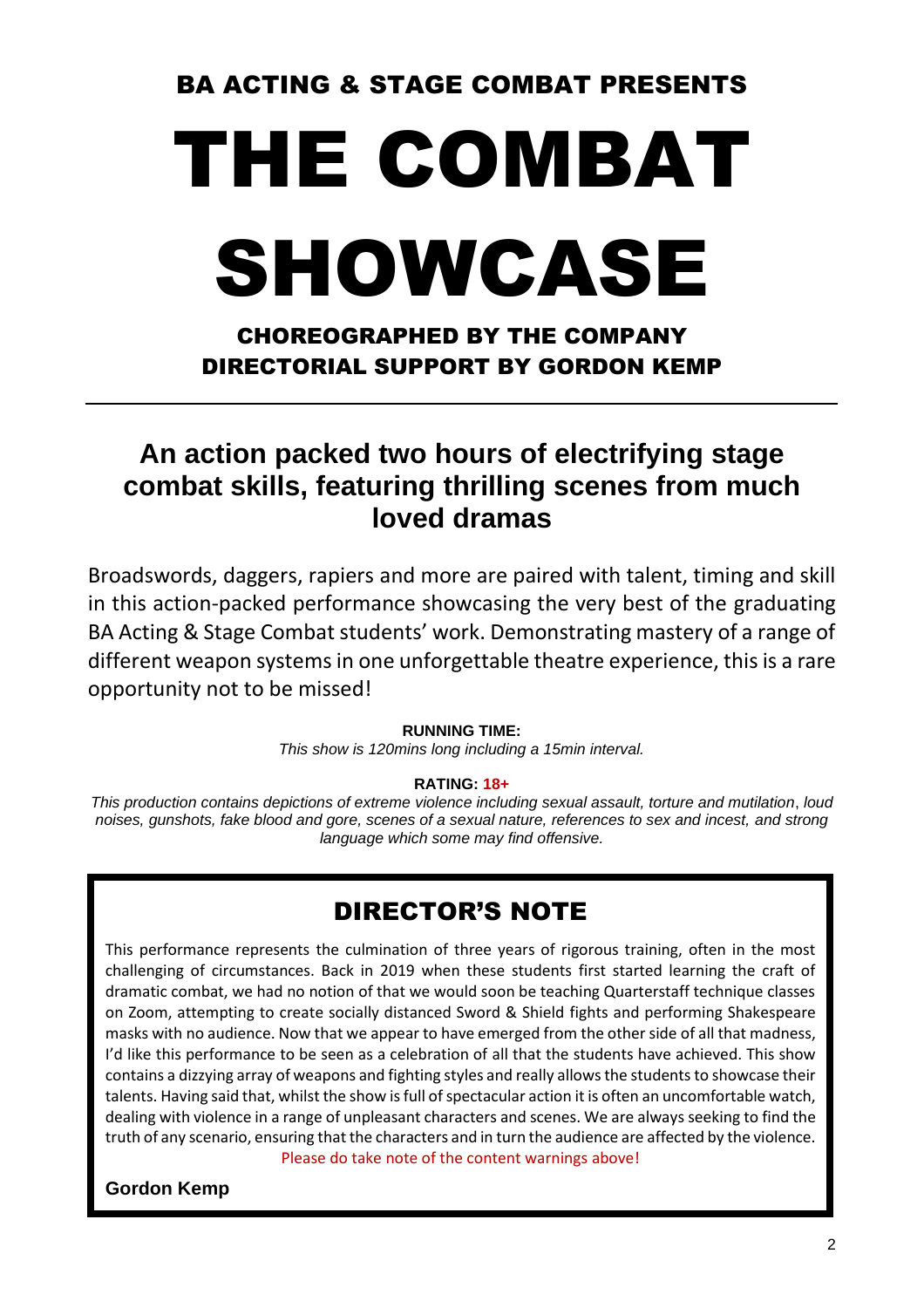## BA ACTING & STAGE COMBAT PRESENTS

# THE COMBAT SHOWCASE

### CHOREOGRAPHED BY THE COMPANY
### DIRECTORIAL SUPPORT BY GORDON KEMP

---

## An action packed two hours of electrifying stage combat skills, featuring thrilling scenes from much loved dramas

Broadswords, daggers, rapiers and more are paired with talent, timing and skill in this action-packed performance showcasing the very best of the graduating BA Acting & Stage Combat students' work. Demonstrating mastery of a range of different weapon systems in one unforgettable theatre experience, this is a rare opportunity not to be missed!

**RUNNING TIME:**
*This show is 120mins long including a 15min interval.*

**RATING: 18+**
*This production contains depictions of extreme violence including sexual assault, torture and mutilation, loud noises, gunshots, fake blood and gore, scenes of a sexual nature, references to sex and incest, and strong language which some may find offensive.*

## DIRECTOR'S NOTE

This performance represents the culmination of three years of rigorous training, often in the most challenging of circumstances. Back in 2019 when these students first started learning the craft of dramatic combat, we had no notion of that we would soon be teaching Quarterstaff technique classes on Zoom, attempting to create socially distanced Sword & Shield fights and performing Shakespeare masks with no audience. Now that we appear to have emerged from the other side of all that madness, I'd like this performance to be seen as a celebration of all that the students have achieved. This show contains a dizzying array of weapons and fighting styles and really allows the students to showcase their talents. Having said that, whilst the show is full of spectacular action it is often an uncomfortable watch, dealing with violence in a range of unpleasant characters and scenes. We are always seeking to find the truth of any scenario, ensuring that the characters and in turn the audience are affected by the violence. Please do take note of the content warnings above!

**Gordon Kemp**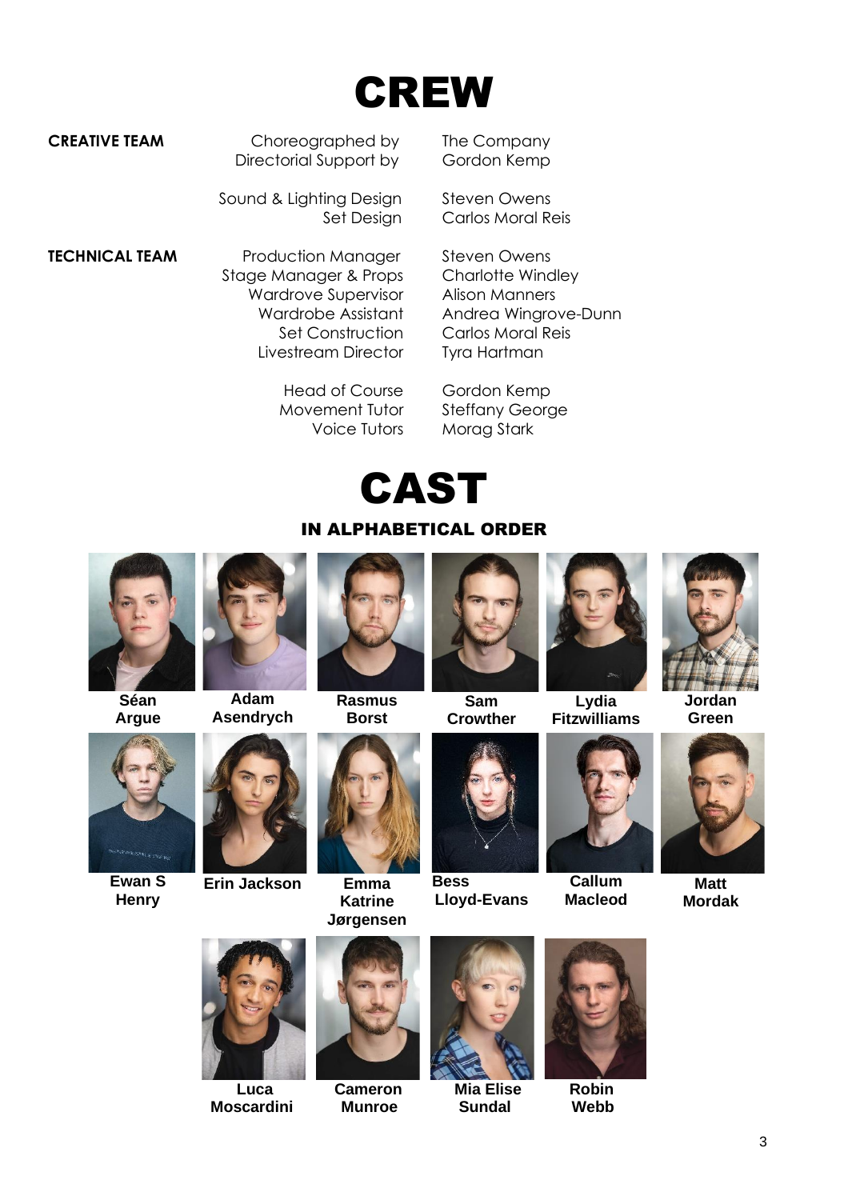# CREW

**CREATIVE TEAM**

| | |
|---|---|
| Choreographed by | The Company |
| Directorial Support by | Gordon Kemp |
| Sound & Lighting Design | Steven Owens |
| Set Design | Carlos Moral Reis |

**TECHNICAL TEAM**

| | |
|---|---|
| Production Manager | Steven Owens |
| Stage Manager & Props | Charlotte Windley |
| Wardrove Supervisor | Alison Manners |
| Wardrobe Assistant | Andrea Wingrove-Dunn |
| Set Construction | Carlos Moral Reis |
| Livestream Director | Tyra Hartman |
| Head of Course | Gordon Kemp |
| Movement Tutor | Steffany George |
| Voice Tutors | Morag Stark |

# CAST

## IN ALPHABETICAL ORDER

**Séan Argue**

**Adam Asendrych**

**Rasmus Borst**

**Sam Crowther**

**Lydia Fitzwilliams**

**Jordan Green**

**Ewan S Henry**

**Erin Jackson**

**Emma Katrine Jørgensen**

**Bess Lloyd-Evans**

**Callum Macleod**

**Matt Mordak**

**Luca Moscardini**

**Cameron Munroe**

**Mia Elise Sundal**

**Robin Webb**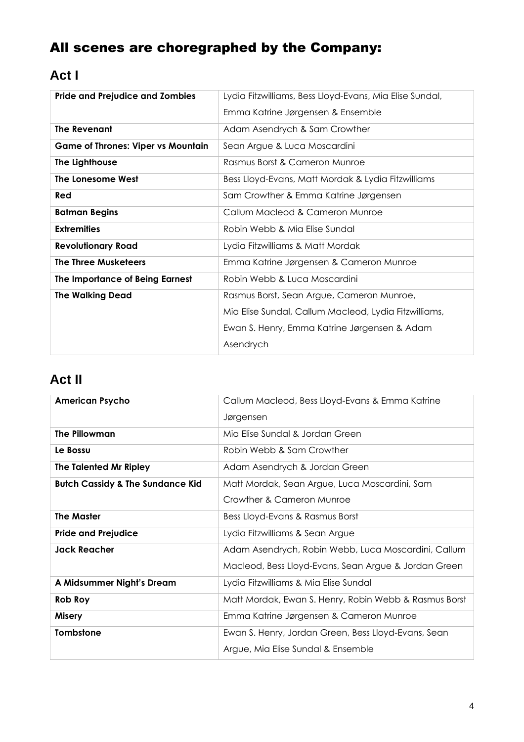# All scenes are choregraphed by the Company:

## Act I

| | |
|---|---|
| **Pride and Prejudice and Zombies** | Lydia Fitzwilliams, Bess Lloyd-Evans, Mia Elise Sundal, Emma Katrine Jørgensen & Ensemble |
| **The Revenant** | Adam Asendrych & Sam Crowther |
| **Game of Thrones: Viper vs Mountain** | Sean Argue & Luca Moscardini |
| **The Lighthouse** | Rasmus Borst & Cameron Munroe |
| **The Lonesome West** | Bess Lloyd-Evans, Matt Mordak & Lydia Fitzwilliams |
| **Red** | Sam Crowther & Emma Katrine Jørgensen |
| **Batman Begins** | Callum Macleod & Cameron Munroe |
| **Extremities** | Robin Webb & Mia Elise Sundal |
| **Revolutionary Road** | Lydia Fitzwilliams & Matt Mordak |
| **The Three Musketeers** | Emma Katrine Jørgensen & Cameron Munroe |
| **The Importance of Being Earnest** | Robin Webb & Luca Moscardini |
| **The Walking Dead** | Rasmus Borst, Sean Argue, Cameron Munroe, Mia Elise Sundal, Callum Macleod, Lydia Fitzwilliams, Ewan S. Henry, Emma Katrine Jørgensen & Adam Asendrych |

## Act II

| | |
|---|---|
| **American Psycho** | Callum Macleod, Bess Lloyd-Evans & Emma Katrine Jørgensen |
| **The Pillowman** | Mia Elise Sundal & Jordan Green |
| **Le Bossu** | Robin Webb & Sam Crowther |
| **The Talented Mr Ripley** | Adam Asendrych & Jordan Green |
| **Butch Cassidy & The Sundance Kid** | Matt Mordak, Sean Argue, Luca Moscardini, Sam Crowther & Cameron Munroe |
| **The Master** | Bess Lloyd-Evans & Rasmus Borst |
| **Pride and Prejudice** | Lydia Fitzwilliams & Sean Argue |
| **Jack Reacher** | Adam Asendrych, Robin Webb, Luca Moscardini, Callum Macleod, Bess Lloyd-Evans, Sean Argue & Jordan Green |
| **A Midsummer Night's Dream** | Lydia Fitzwilliams & Mia Elise Sundal |
| **Rob Roy** | Matt Mordak, Ewan S. Henry, Robin Webb & Rasmus Borst |
| **Misery** | Emma Katrine Jørgensen & Cameron Munroe |
| **Tombstone** | Ewan S. Henry, Jordan Green, Bess Lloyd-Evans, Sean Argue, Mia Elise Sundal & Ensemble |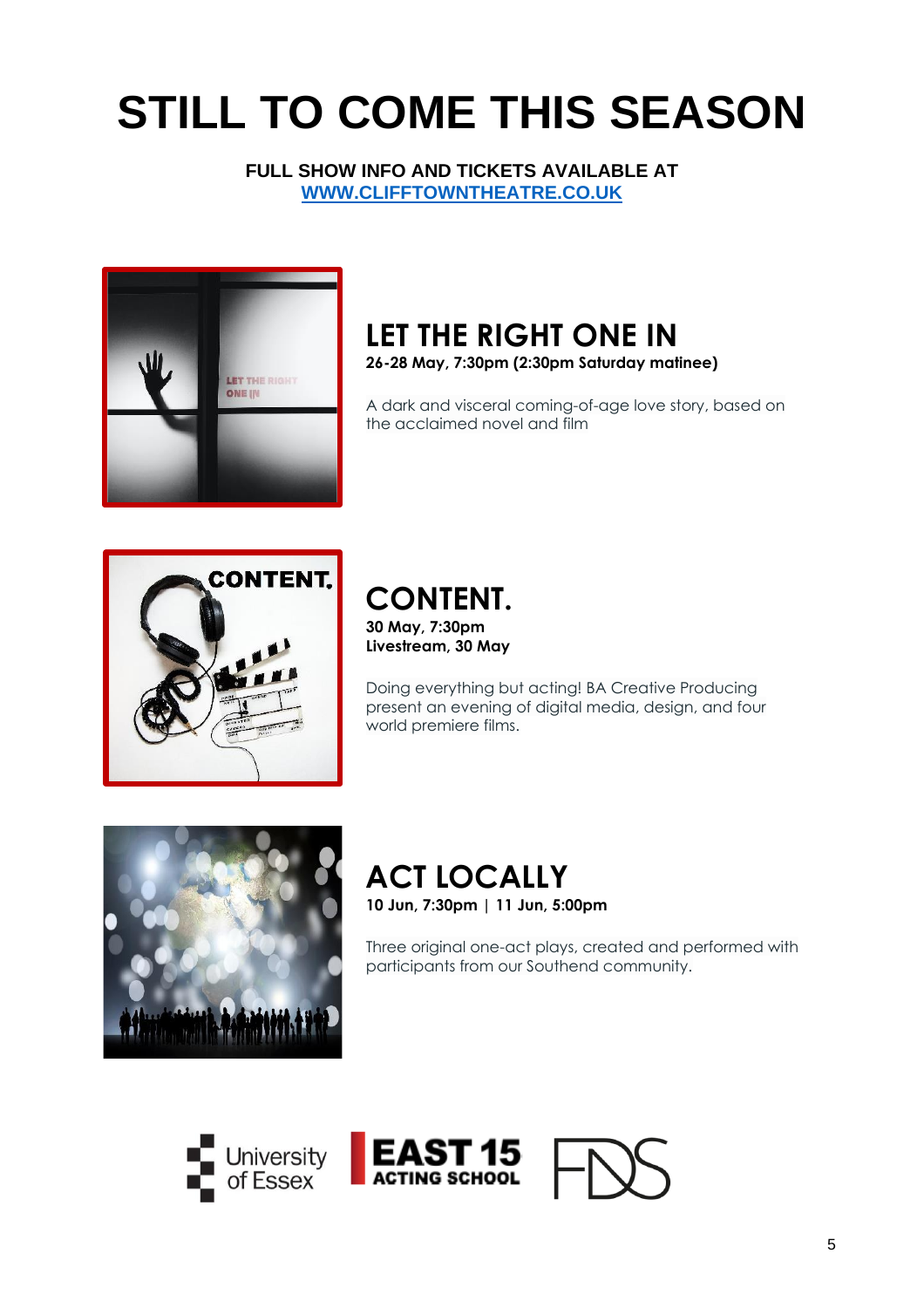# STILL TO COME THIS SEASON

**FULL SHOW INFO AND TICKETS AVAILABLE AT**
**WWW.CLIFFTOWNTHEATRE.CO.UK**

## LET THE RIGHT ONE IN

**26-28 May, 7:30pm (2:30pm Saturday matinee)**

A dark and visceral coming-of-age love story, based on the acclaimed novel and film

## CONTENT.

**30 May, 7:30pm**
**Livestream, 30 May**

Doing everything but acting! BA Creative Producing present an evening of digital media, design, and four world premiere films.

## ACT LOCALLY

**10 Jun, 7:30pm | 11 Jun, 5:00pm**

Three original one-act plays, created and performed with participants from our Southend community.